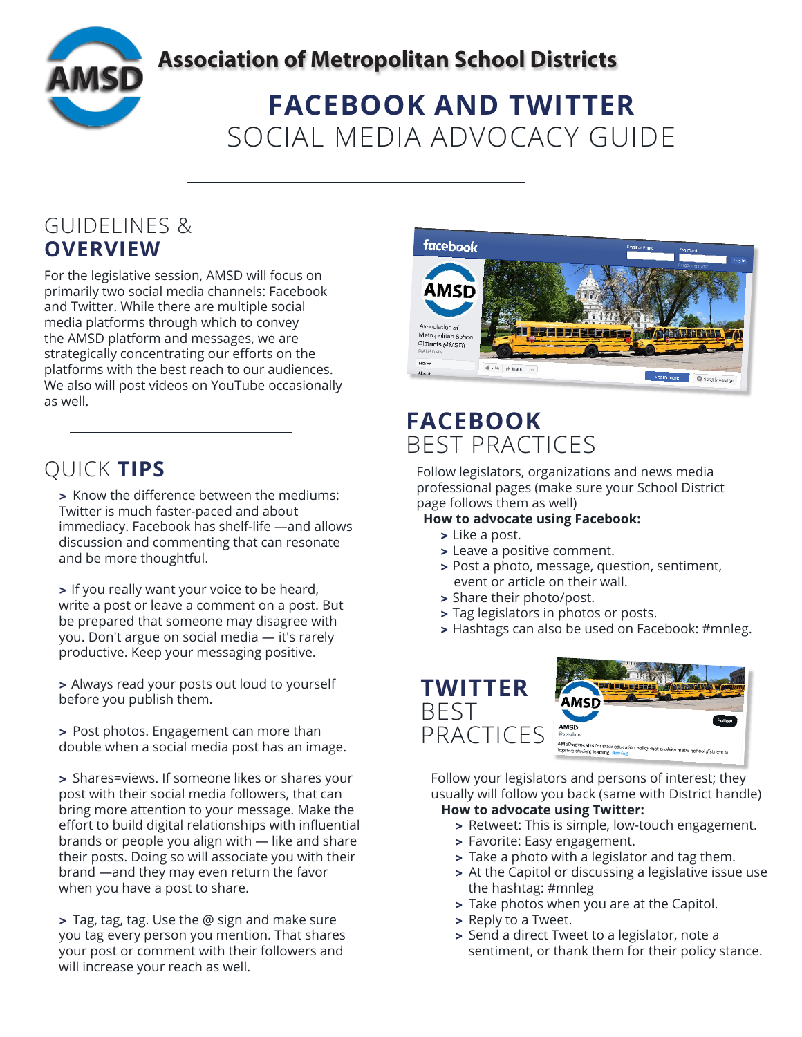# Association of Metropolitan School Districts

# FACEBOOK AND TWITTER SOCIAL MEDIA ADVOCACY GUIDE

## GUIDELINES & OVERVIEW

For the legislative session, AMSD will focus on primarily two social media channels: Facebook and Twitter. While there are multiple social media platforms through which to convey the AMSD platform and messages, we are strategically concentrating our efforts on the platforms with the best reach to our audiences. We also will post videos on YouTube occasionally as well.

## QUICK TIPS

> Know the difference between the mediums: Twitter is much faster-paced and about immediacy. Facebook has shelf-life —and allows discussion and commenting that can resonate and be more thoughtful.

> If you really want your voice to be heard, write a post or leave a comment on a post. But be prepared that someone may disagree with you. Don't argue on social media — it's rarely productive. Keep your messaging positive.

> Always read your posts out loud to yourself before you publish them.

> Post photos. Engagement can more than double when a social media post has an image.

> Shares=views. If someone likes or shares your post with their social media followers, that can bring more attention to your message. Make the effort to build digital relationships with influential brands or people you align with — like and share their posts. Doing so will associate you with their brand —and they may even return the favor when you have a post to share.

> Tag, tag, tag. Use the @ sign and make sure you tag every person you mention. That shares your post or comment with their followers and will increase your reach as well.

## FACEBOOK BEST PRACTICES

Follow legislators, organizations and news media professional pages (make sure your School District page follows them as well)

**How to advocate using Facebook:**

> Like a post.
> Leave a positive comment.
> Post a photo, message, question, sentiment, event or article on their wall.
> Share their photo/post.
> Tag legislators in photos or posts.
> Hashtags can also be used on Facebook: #mnleg.

## TWITTER BEST PRACTICES

Follow your legislators and persons of interest; they usually will follow you back (same with District handle)

**How to advocate using Twitter:**

> Retweet: This is simple, low-touch engagement.
> Favorite: Easy engagement.
> Take a photo with a legislator and tag them.
> At the Capitol or discussing a legislative issue use the hashtag: #mnleg
> Take photos when you are at the Capitol.
> Reply to a Tweet.
> Send a direct Tweet to a legislator, note a sentiment, or thank them for their policy stance.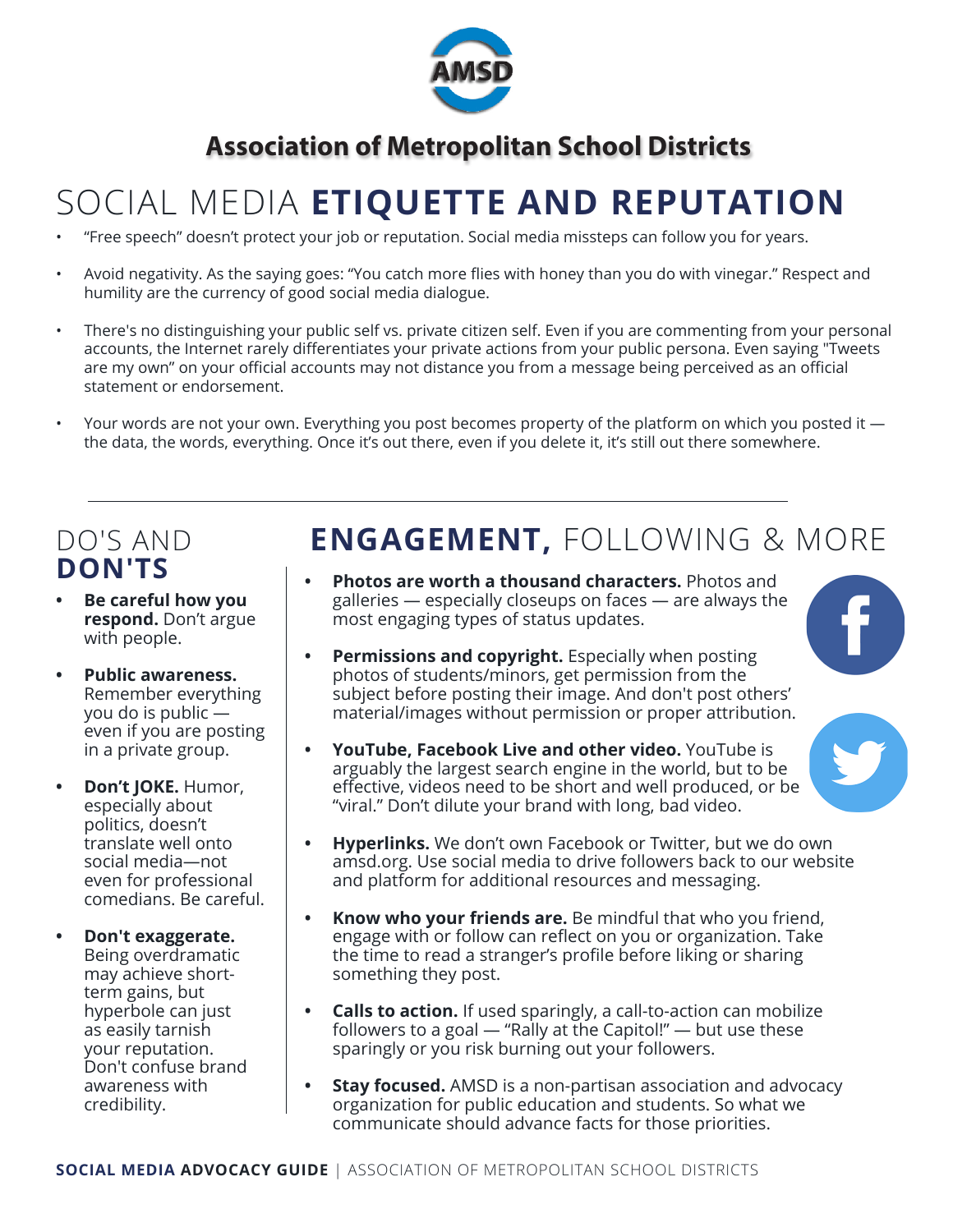## Association of Metropolitan School Districts

# SOCIAL MEDIA **ETIQUETTE AND REPUTATION**

- "Free speech" doesn't protect your job or reputation. Social media missteps can follow you for years.
- Avoid negativity. As the saying goes: "You catch more flies with honey than you do with vinegar." Respect and humility are the currency of good social media dialogue.
- There's no distinguishing your public self vs. private citizen self. Even if you are commenting from your personal accounts, the Internet rarely differentiates your private actions from your public persona. Even saying "Tweets are my own" on your official accounts may not distance you from a message being perceived as an official statement or endorsement.
- Your words are not your own. Everything you post becomes property of the platform on which you posted it — the data, the words, everything. Once it's out there, even if you delete it, it's still out there somewhere.

## DO'S AND **DON'TS**

- **Be careful how you respond.** Don't argue with people.
- **Public awareness.** Remember everything you do is public — even if you are posting in a private group.
- **Don't JOKE.** Humor, especially about politics, doesn't translate well onto social media—not even for professional comedians. Be careful.
- **Don't exaggerate.** Being overdramatic may achieve short-term gains, but hyperbole can just as easily tarnish your reputation. Don't confuse brand awareness with credibility.

## **ENGAGEMENT,** FOLLOWING & MORE

- **Photos are worth a thousand characters.** Photos and galleries — especially closeups on faces — are always the most engaging types of status updates.
- **Permissions and copyright.** Especially when posting photos of students/minors, get permission from the subject before posting their image. And don't post others' material/images without permission or proper attribution.
- **YouTube, Facebook Live and other video.** YouTube is arguably the largest search engine in the world, but to be effective, videos need to be short and well produced, or be "viral." Don't dilute your brand with long, bad video.
- **Hyperlinks.** We don't own Facebook or Twitter, but we do own amsd.org. Use social media to drive followers back to our website and platform for additional resources and messaging.
- **Know who your friends are.** Be mindful that who you friend, engage with or follow can reflect on you or organization. Take the time to read a stranger's profile before liking or sharing something they post.
- **Calls to action.** If used sparingly, a call-to-action can mobilize followers to a goal — "Rally at the Capitol!" — but use these sparingly or you risk burning out your followers.
- **Stay focused.** AMSD is a non-partisan association and advocacy organization for public education and students. So what we communicate should advance facts for those priorities.